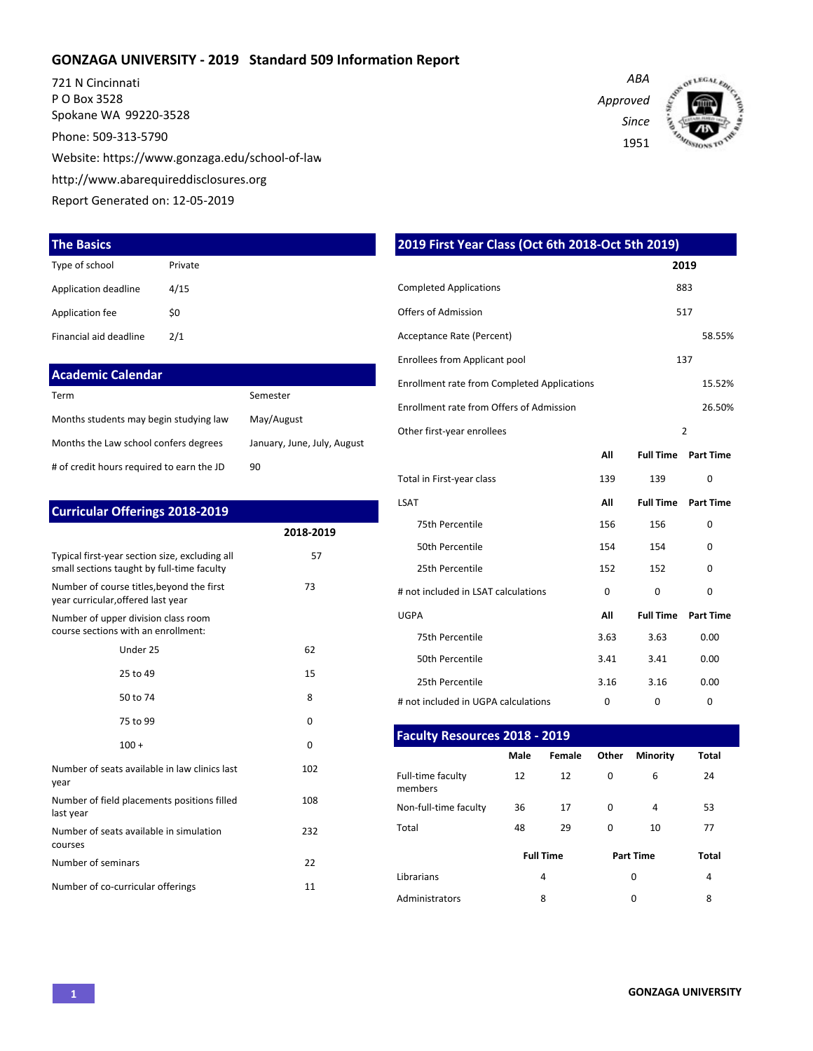# GONZAGA UNIVERSITY - 2019 Standard 509 Information Report

721 N Cincinnati
P O Box 3528
Spokane WA 99220-3528

Phone: 509-313-5790

Website: https://www.gonzaga.edu/school-of-law

http://www.abarequireddisclosures.org

Report Generated on: 12-05-2019

*ABA Approved Since 1951*

## The Basics

| | |
|---|---|
| Type of school | Private |
| Application deadline | 4/15 |
| Application fee | $0 |
| Financial aid deadline | 2/1 |

## Academic Calendar

| | |
|---|---|
| Term | Semester |
| Months students may begin studying law | May/August |
| Months the Law school confers degrees | January, June, July, August |
| # of credit hours required to earn the JD | 90 |

## Curricular Offerings 2018-2019

| | 2018-2019 |
|---|---|
| Typical first-year section size, excluding all small sections taught by full-time faculty | 57 |
| Number of course titles,beyond the first year curricular,offered last year | 73 |
| Number of upper division class room course sections with an enrollment: | |
| Under 25 | 62 |
| 25 to 49 | 15 |
| 50 to 74 | 8 |
| 75 to 99 | 0 |
| 100 + | 0 |
| Number of seats available in law clinics last year | 102 |
| Number of field placements positions filled last year | 108 |
| Number of seats available in simulation courses | 232 |
| Number of seminars | 22 |
| Number of co-curricular offerings | 11 |

## 2019 First Year Class (Oct 6th 2018-Oct 5th 2019)

| | 2019 |
|---|---|
| Completed Applications | 883 |
| Offers of Admission | 517 |
| Acceptance Rate (Percent) | 58.55% |
| Enrollees from Applicant pool | 137 |
| Enrollment rate from Completed Applications | 15.52% |
| Enrollment rate from Offers of Admission | 26.50% |
| Other first-year enrollees | 2 |

| | All | Full Time | Part Time |
|---|---|---|---|
| Total in First-year class | 139 | 139 | 0 |
| **LSAT** | **All** | **Full Time** | **Part Time** |
| 75th Percentile | 156 | 156 | 0 |
| 50th Percentile | 154 | 154 | 0 |
| 25th Percentile | 152 | 152 | 0 |
| # not included in LSAT calculations | 0 | 0 | 0 |
| **UGPA** | **All** | **Full Time** | **Part Time** |
| 75th Percentile | 3.63 | 3.63 | 0.00 |
| 50th Percentile | 3.41 | 3.41 | 0.00 |
| 25th Percentile | 3.16 | 3.16 | 0.00 |
| # not included in UGPA calculations | 0 | 0 | 0 |

## Faculty Resources 2018 - 2019

| | Male | Female | Other | Minority | Total |
|---|---|---|---|---|---|
| Full-time faculty members | 12 | 12 | 0 | 6 | 24 |
| Non-full-time faculty | 36 | 17 | 0 | 4 | 53 |
| Total | 48 | 29 | 0 | 10 | 77 |

| | Full Time | Part Time | Total |
|---|---|---|---|
| Librarians | 4 | 0 | 4 |
| Administrators | 8 | 0 | 8 |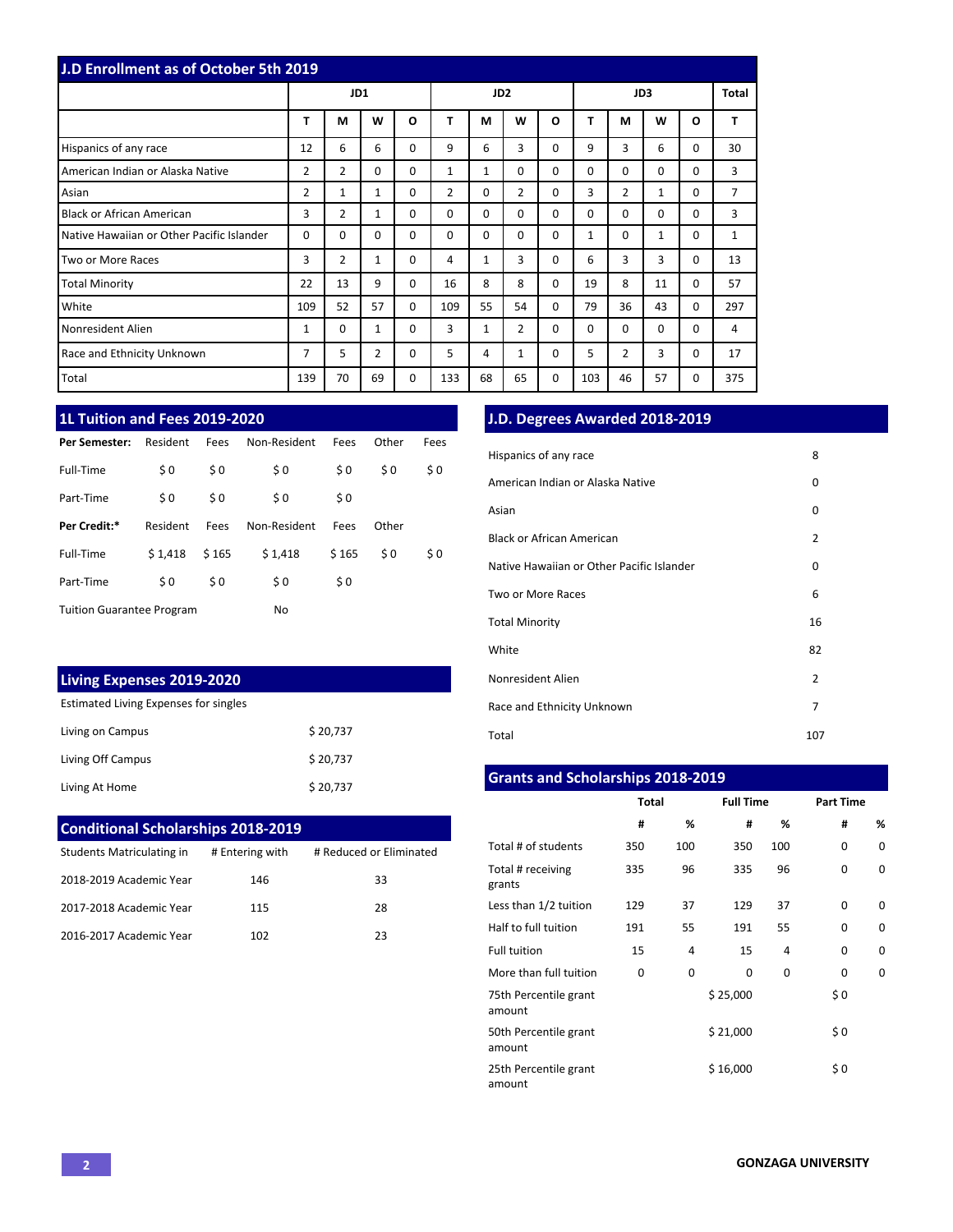## J.D Enrollment as of October 5th 2019

| | JD1 | | | | JD2 | | | | JD3 | | | | Total |
|---|---|---|---|---|---|---|---|---|---|---|---|---|---|
| | T | M | W | O | T | M | W | O | T | M | W | O | T |
| Hispanics of any race | 12 | 6 | 6 | 0 | 9 | 6 | 3 | 0 | 9 | 3 | 6 | 0 | 30 |
| American Indian or Alaska Native | 2 | 2 | 0 | 0 | 1 | 1 | 0 | 0 | 0 | 0 | 0 | 0 | 3 |
| Asian | 2 | 1 | 1 | 0 | 2 | 0 | 2 | 0 | 3 | 2 | 1 | 0 | 7 |
| Black or African American | 3 | 2 | 1 | 0 | 0 | 0 | 0 | 0 | 0 | 0 | 0 | 0 | 3 |
| Native Hawaiian or Other Pacific Islander | 0 | 0 | 0 | 0 | 0 | 0 | 0 | 0 | 1 | 0 | 1 | 0 | 1 |
| Two or More Races | 3 | 2 | 1 | 0 | 4 | 1 | 3 | 0 | 6 | 3 | 3 | 0 | 13 |
| Total Minority | 22 | 13 | 9 | 0 | 16 | 8 | 8 | 0 | 19 | 8 | 11 | 0 | 57 |
| White | 109 | 52 | 57 | 0 | 109 | 55 | 54 | 0 | 79 | 36 | 43 | 0 | 297 |
| Nonresident Alien | 1 | 0 | 1 | 0 | 3 | 1 | 2 | 0 | 0 | 0 | 0 | 0 | 4 |
| Race and Ethnicity Unknown | 7 | 5 | 2 | 0 | 5 | 4 | 1 | 0 | 5 | 2 | 3 | 0 | 17 |
| Total | 139 | 70 | 69 | 0 | 133 | 68 | 65 | 0 | 103 | 46 | 57 | 0 | 375 |

## 1L Tuition and Fees 2019-2020

| **Per Semester:** | Resident | Fees | Non-Resident | Fees | Other | Fees |
|---|---|---|---|---|---|---|
| Full-Time | $ 0 | $ 0 | $ 0 | $ 0 | $ 0 | $ 0 |
| Part-Time | $ 0 | $ 0 | $ 0 | $ 0 | | |
| **Per Credit:*** | Resident | Fees | Non-Resident | Fees | Other | |
| Full-Time | $ 1,418 | $ 165 | $ 1,418 | $ 165 | $ 0 | $ 0 |
| Part-Time | $ 0 | $ 0 | $ 0 | $ 0 | | |
| Tuition Guarantee Program | | | No | | | |

## Living Expenses 2019-2020

Estimated Living Expenses for singles

| | |
|---|---|
| Living on Campus | $ 20,737 |
| Living Off Campus | $ 20,737 |
| Living At Home | $ 20,737 |

## Conditional Scholarships 2018-2019

| Students Matriculating in | # Entering with | # Reduced or Eliminated |
|---|---|---|
| 2018-2019 Academic Year | 146 | 33 |
| 2017-2018 Academic Year | 115 | 28 |
| 2016-2017 Academic Year | 102 | 23 |

## J.D. Degrees Awarded 2018-2019

| | |
|---|---|
| Hispanics of any race | 8 |
| American Indian or Alaska Native | 0 |
| Asian | 0 |
| Black or African American | 2 |
| Native Hawaiian or Other Pacific Islander | 0 |
| Two or More Races | 6 |
| Total Minority | 16 |
| White | 82 |
| Nonresident Alien | 2 |
| Race and Ethnicity Unknown | 7 |
| Total | 107 |

## Grants and Scholarships 2018-2019

| | Total | | Full Time | | Part Time | |
|---|---|---|---|---|---|---|
| | # | % | # | % | # | % |
| Total # of students | 350 | 100 | 350 | 100 | 0 | 0 |
| Total # receiving grants | 335 | 96 | 335 | 96 | 0 | 0 |
| Less than 1/2 tuition | 129 | 37 | 129 | 37 | 0 | 0 |
| Half to full tuition | 191 | 55 | 191 | 55 | 0 | 0 |
| Full tuition | 15 | 4 | 15 | 4 | 0 | 0 |
| More than full tuition | 0 | 0 | 0 | 0 | 0 | 0 |
| 75th Percentile grant amount | | | $ 25,000 | | $ 0 | |
| 50th Percentile grant amount | | | $ 21,000 | | $ 0 | |
| 25th Percentile grant amount | | | $ 16,000 | | $ 0 | |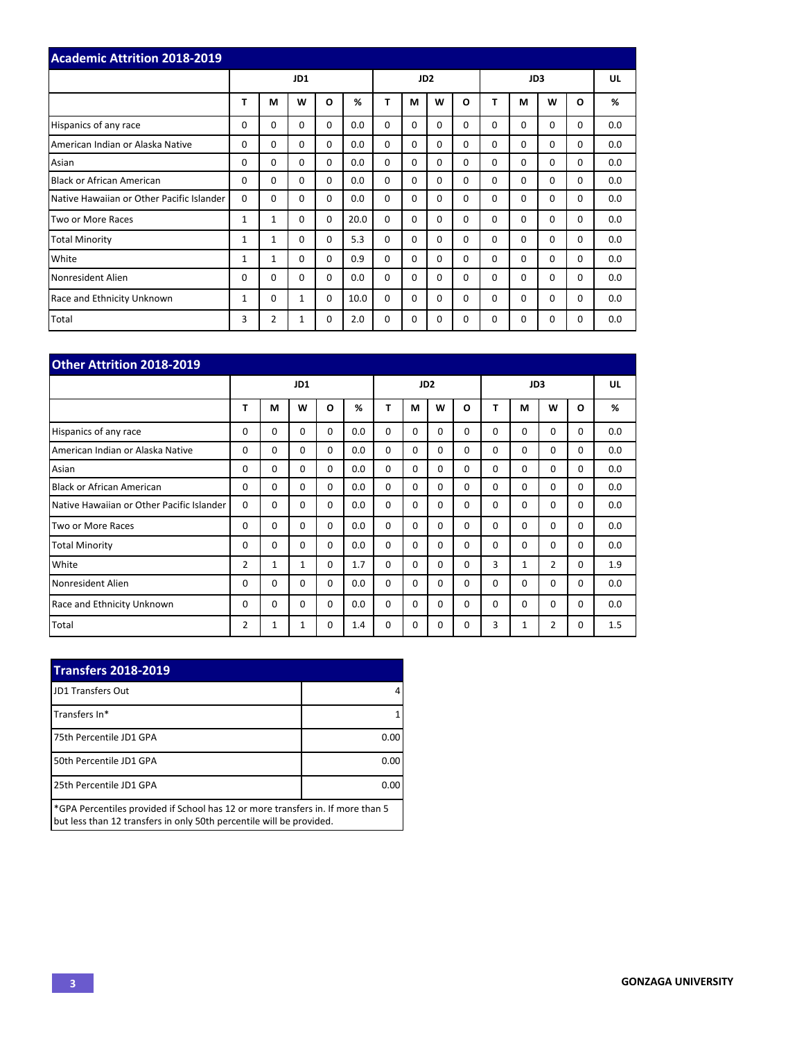## Academic Attrition 2018-2019

| | JD1 | | | | | JD2 | | | | JD3 | | | | UL |
|---|---|---|---|---|---|---|---|---|---|---|---|---|---|---|
| | T | M | W | O | % | T | M | W | O | T | M | W | O | % |
| Hispanics of any race | 0 | 0 | 0 | 0 | 0.0 | 0 | 0 | 0 | 0 | 0 | 0 | 0 | 0 | 0.0 |
| American Indian or Alaska Native | 0 | 0 | 0 | 0 | 0.0 | 0 | 0 | 0 | 0 | 0 | 0 | 0 | 0 | 0.0 |
| Asian | 0 | 0 | 0 | 0 | 0.0 | 0 | 0 | 0 | 0 | 0 | 0 | 0 | 0 | 0.0 |
| Black or African American | 0 | 0 | 0 | 0 | 0.0 | 0 | 0 | 0 | 0 | 0 | 0 | 0 | 0 | 0.0 |
| Native Hawaiian or Other Pacific Islander | 0 | 0 | 0 | 0 | 0.0 | 0 | 0 | 0 | 0 | 0 | 0 | 0 | 0 | 0.0 |
| Two or More Races | 1 | 1 | 0 | 0 | 20.0 | 0 | 0 | 0 | 0 | 0 | 0 | 0 | 0 | 0.0 |
| Total Minority | 1 | 1 | 0 | 0 | 5.3 | 0 | 0 | 0 | 0 | 0 | 0 | 0 | 0 | 0.0 |
| White | 1 | 1 | 0 | 0 | 0.9 | 0 | 0 | 0 | 0 | 0 | 0 | 0 | 0 | 0.0 |
| Nonresident Alien | 0 | 0 | 0 | 0 | 0.0 | 0 | 0 | 0 | 0 | 0 | 0 | 0 | 0 | 0.0 |
| Race and Ethnicity Unknown | 1 | 0 | 1 | 0 | 10.0 | 0 | 0 | 0 | 0 | 0 | 0 | 0 | 0 | 0.0 |
| Total | 3 | 2 | 1 | 0 | 2.0 | 0 | 0 | 0 | 0 | 0 | 0 | 0 | 0 | 0.0 |

## Other Attrition 2018-2019

| | JD1 | | | | | JD2 | | | | JD3 | | | | UL |
|---|---|---|---|---|---|---|---|---|---|---|---|---|---|---|
| | T | M | W | O | % | T | M | W | O | T | M | W | O | % |
| Hispanics of any race | 0 | 0 | 0 | 0 | 0.0 | 0 | 0 | 0 | 0 | 0 | 0 | 0 | 0 | 0.0 |
| American Indian or Alaska Native | 0 | 0 | 0 | 0 | 0.0 | 0 | 0 | 0 | 0 | 0 | 0 | 0 | 0 | 0.0 |
| Asian | 0 | 0 | 0 | 0 | 0.0 | 0 | 0 | 0 | 0 | 0 | 0 | 0 | 0 | 0.0 |
| Black or African American | 0 | 0 | 0 | 0 | 0.0 | 0 | 0 | 0 | 0 | 0 | 0 | 0 | 0 | 0.0 |
| Native Hawaiian or Other Pacific Islander | 0 | 0 | 0 | 0 | 0.0 | 0 | 0 | 0 | 0 | 0 | 0 | 0 | 0 | 0.0 |
| Two or More Races | 0 | 0 | 0 | 0 | 0.0 | 0 | 0 | 0 | 0 | 0 | 0 | 0 | 0 | 0.0 |
| Total Minority | 0 | 0 | 0 | 0 | 0.0 | 0 | 0 | 0 | 0 | 0 | 0 | 0 | 0 | 0.0 |
| White | 2 | 1 | 1 | 0 | 1.7 | 0 | 0 | 0 | 0 | 3 | 1 | 2 | 0 | 1.9 |
| Nonresident Alien | 0 | 0 | 0 | 0 | 0.0 | 0 | 0 | 0 | 0 | 0 | 0 | 0 | 0 | 0.0 |
| Race and Ethnicity Unknown | 0 | 0 | 0 | 0 | 0.0 | 0 | 0 | 0 | 0 | 0 | 0 | 0 | 0 | 0.0 |
| Total | 2 | 1 | 1 | 0 | 1.4 | 0 | 0 | 0 | 0 | 3 | 1 | 2 | 0 | 1.5 |

## Transfers 2018-2019

| | |
|---|---|
| JD1 Transfers Out | 4 |
| Transfers In* | 1 |
| 75th Percentile JD1 GPA | 0.00 |
| 50th Percentile JD1 GPA | 0.00 |
| 25th Percentile JD1 GPA | 0.00 |

*GPA Percentiles provided if School has 12 or more transfers in. If more than 5 but less than 12 transfers in only 50th percentile will be provided.